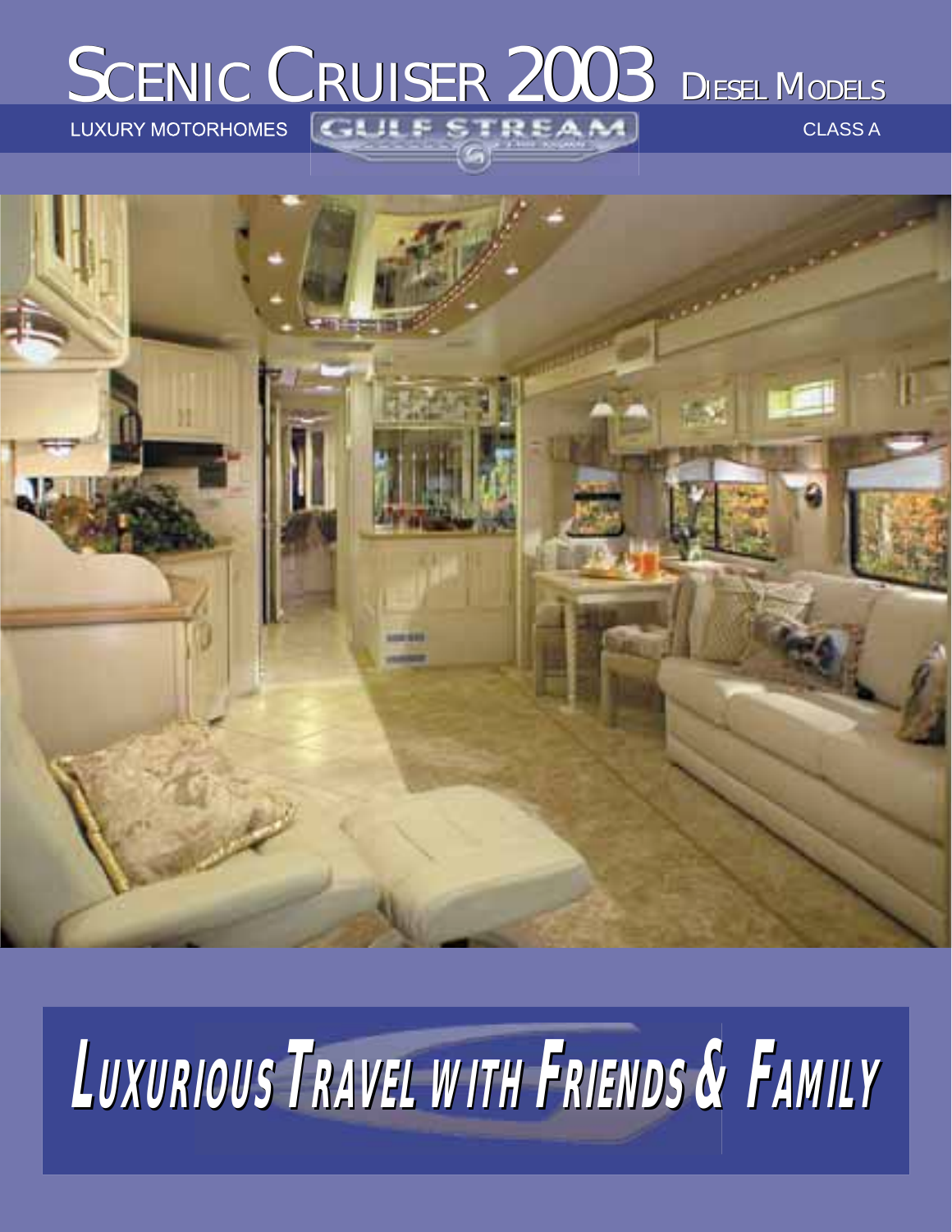# SCENIC CRUISER 2003 DIESEL MODELS

LUXURY MOTORHOMES GULF STREAM CLASS A

## LUXURIOUS TRAVEL WITH FRIENDS & FAMILY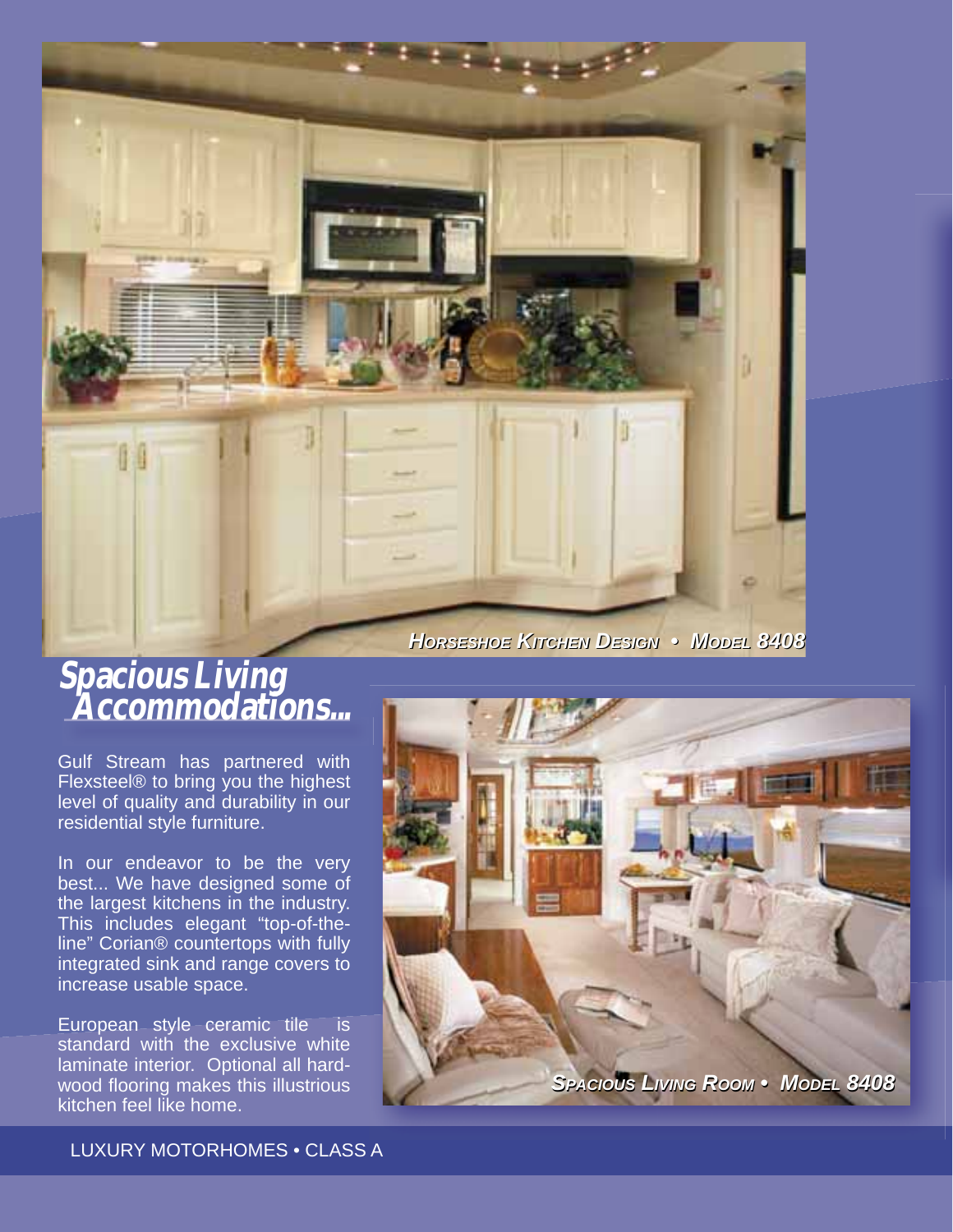*HORSESHOE KITCHEN DESIGN • MODEL 8408*

## Spacious Living Accommodations...

Gulf Stream has partnered with Flexsteel® to bring you the highest level of quality and durability in our residential style furniture.

In our endeavor to be the very best... We have designed some of the largest kitchens in the industry. This includes elegant "top-of-the-line" Corian® countertops with fully integrated sink and range covers to increase usable space.

European style ceramic tile is standard with the exclusive white laminate interior. Optional all hardwood flooring makes this illustrious kitchen feel like home.

*SPACIOUS LIVING ROOM • MODEL 8408*

LUXURY MOTORHOMES • CLASS A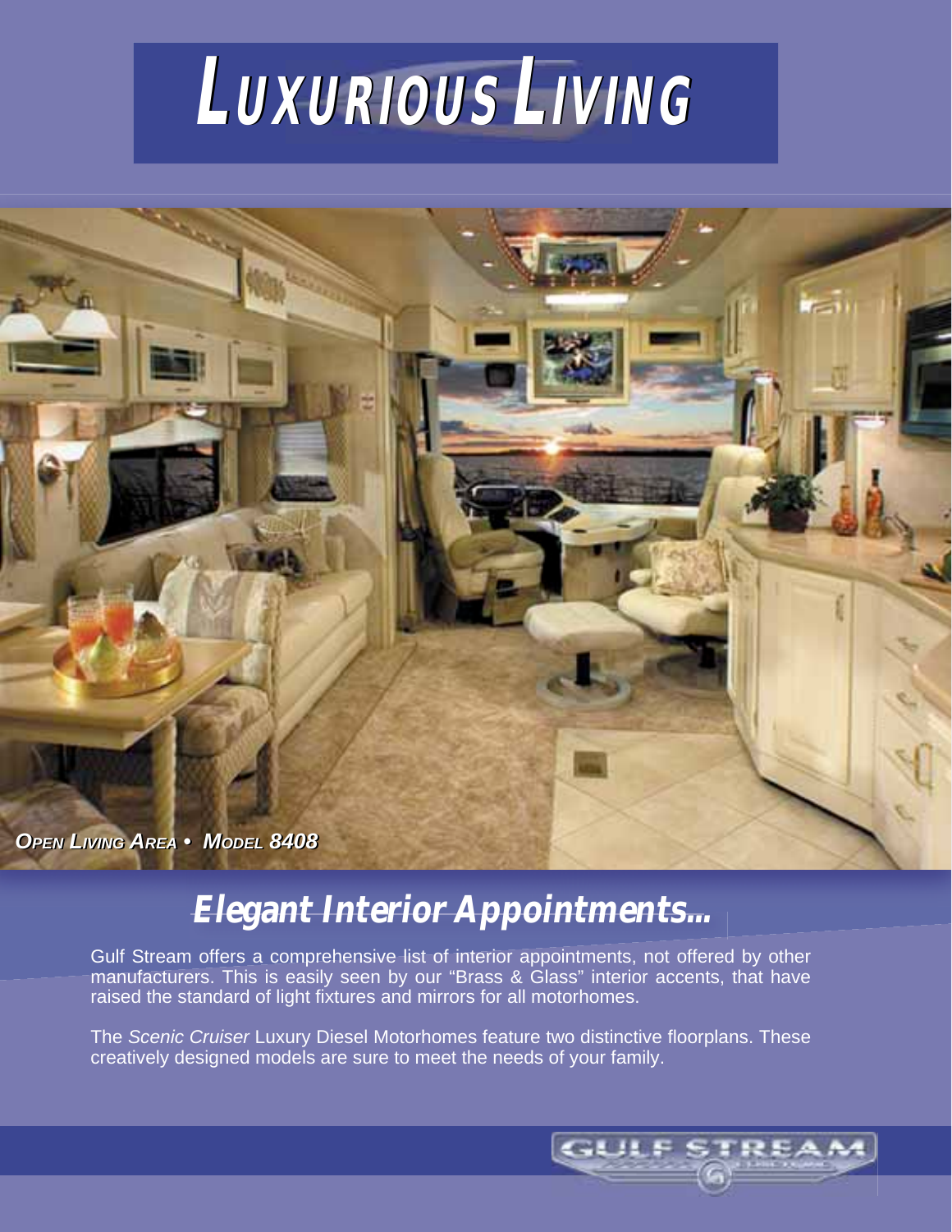# LUXURIOUS LIVING

*OPEN LIVING AREA • MODEL 8408*

## *Elegant Interior Appointments...*

Gulf Stream offers a comprehensive list of interior appointments, not offered by other manufacturers. This is easily seen by our "Brass & Glass" interior accents, that have raised the standard of light fixtures and mirrors for all motorhomes.

The *Scenic Cruiser* Luxury Diesel Motorhomes feature two distinctive floorplans. These creatively designed models are sure to meet the needs of your family.

GULF STREAM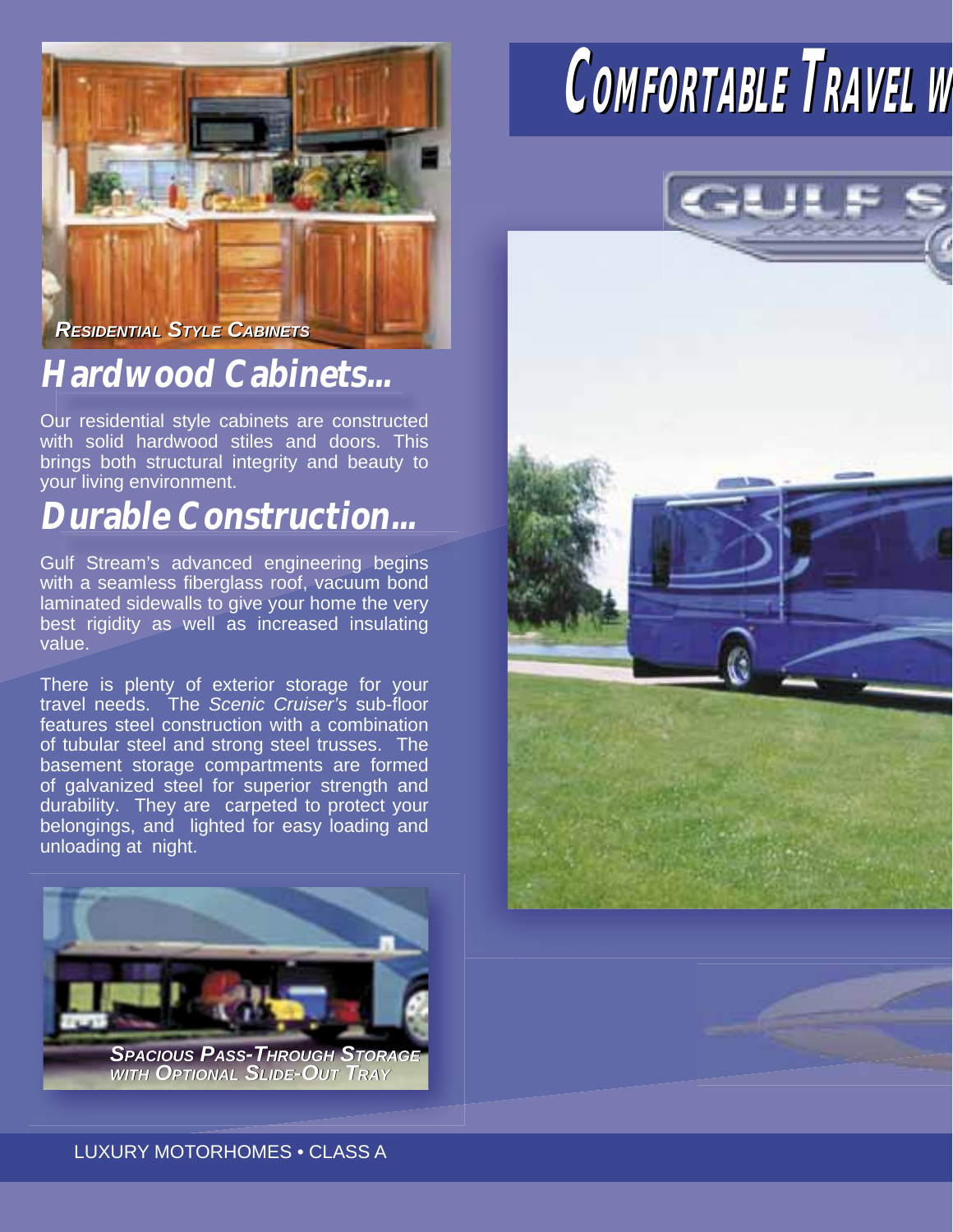# COMFORTABLE TRAVEL W

RESIDENTIAL STYLE CABINETS

## Hardwood Cabinets...

Our residential style cabinets are constructed with solid hardwood stiles and doors. This brings both structural integrity and beauty to your living environment.

## Durable Construction...

Gulf Stream's advanced engineering begins with a seamless fiberglass roof, vacuum bond laminated sidewalls to give your home the very best rigidity as well as increased insulating value.

There is plenty of exterior storage for your travel needs. The *Scenic Cruiser's* sub-floor features steel construction with a combination of tubular steel and strong steel trusses. The basement storage compartments are formed of galvanized steel for superior strength and durability. They are carpeted to protect your belongings, and lighted for easy loading and unloading at night.

SPACIOUS PASS-THROUGH STORAGE WITH OPTIONAL SLIDE-OUT TRAY

LUXURY MOTORHOMES • CLASS A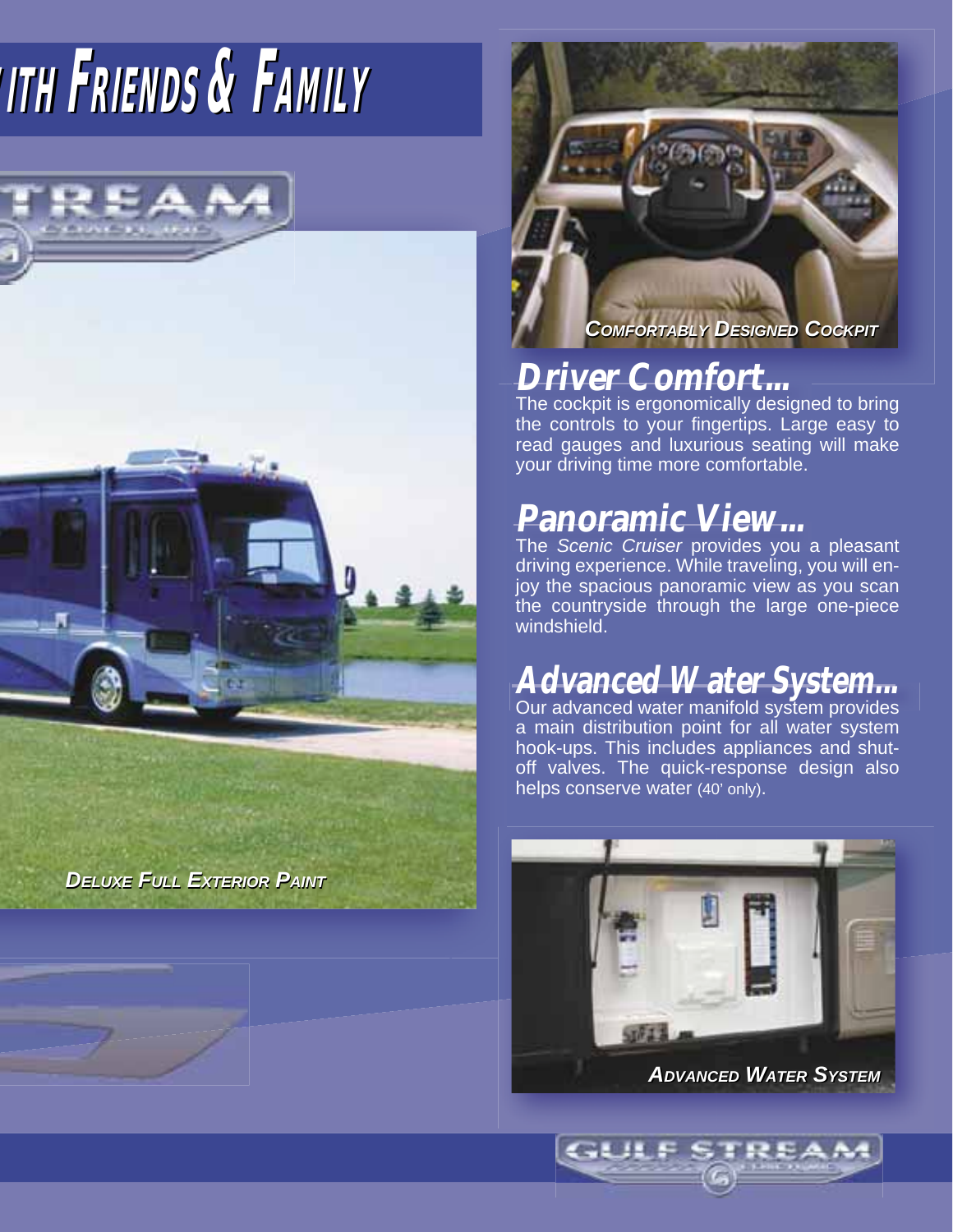# ITH FRIENDS & FAMILY

*DELUXE FULL EXTERIOR PAINT*

*COMFORTABLY DESIGNED COCKPIT*

## Driver Comfort...

The cockpit is ergonomically designed to bring the controls to your fingertips. Large easy to read gauges and luxurious seating will make your driving time more comfortable.

## Panoramic View...

The *Scenic Cruiser* provides you a pleasant driving experience. While traveling, you will enjoy the spacious panoramic view as you scan the countryside through the large one-piece windshield.

## Advanced Water System...

Our advanced water manifold system provides a main distribution point for all water system hook-ups. This includes appliances and shut-off valves. The quick-response design also helps conserve water (40' only).

*ADVANCED WATER SYSTEM*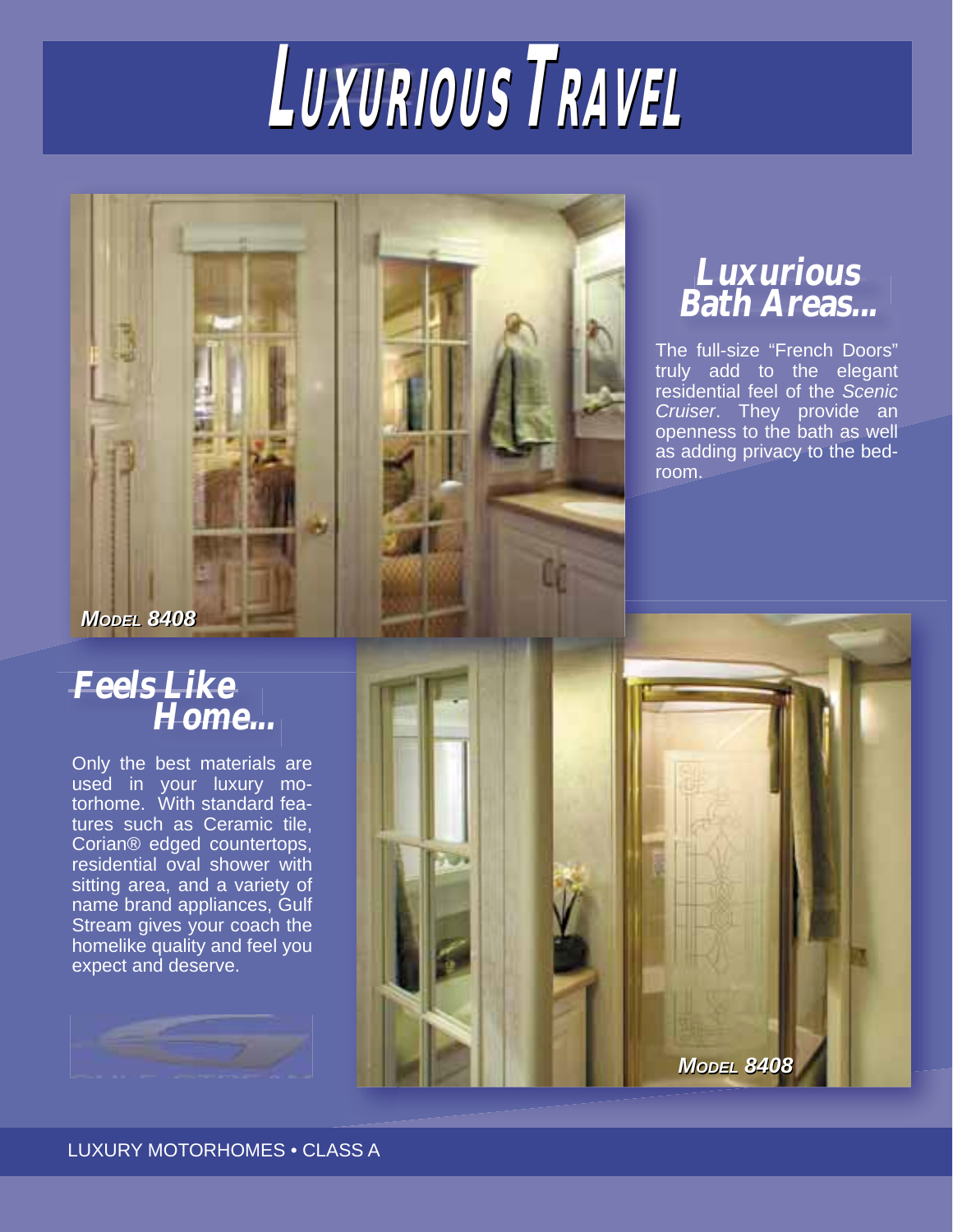# LUXURIOUS TRAVEL

*MODEL 8408*

## Luxurious Bath Areas...

The full-size "French Doors" truly add to the elegant residential feel of the *Scenic Cruiser*. They provide an openness to the bath as well as adding privacy to the bedroom.

## Feels Like Home...

Only the best materials are used in your luxury motorhome. With standard features such as Ceramic tile, Corian® edged countertops, residential oval shower with sitting area, and a variety of name brand appliances, Gulf Stream gives your coach the homelike quality and feel you expect and deserve.

*MODEL 8408*

LUXURY MOTORHOMES • CLASS A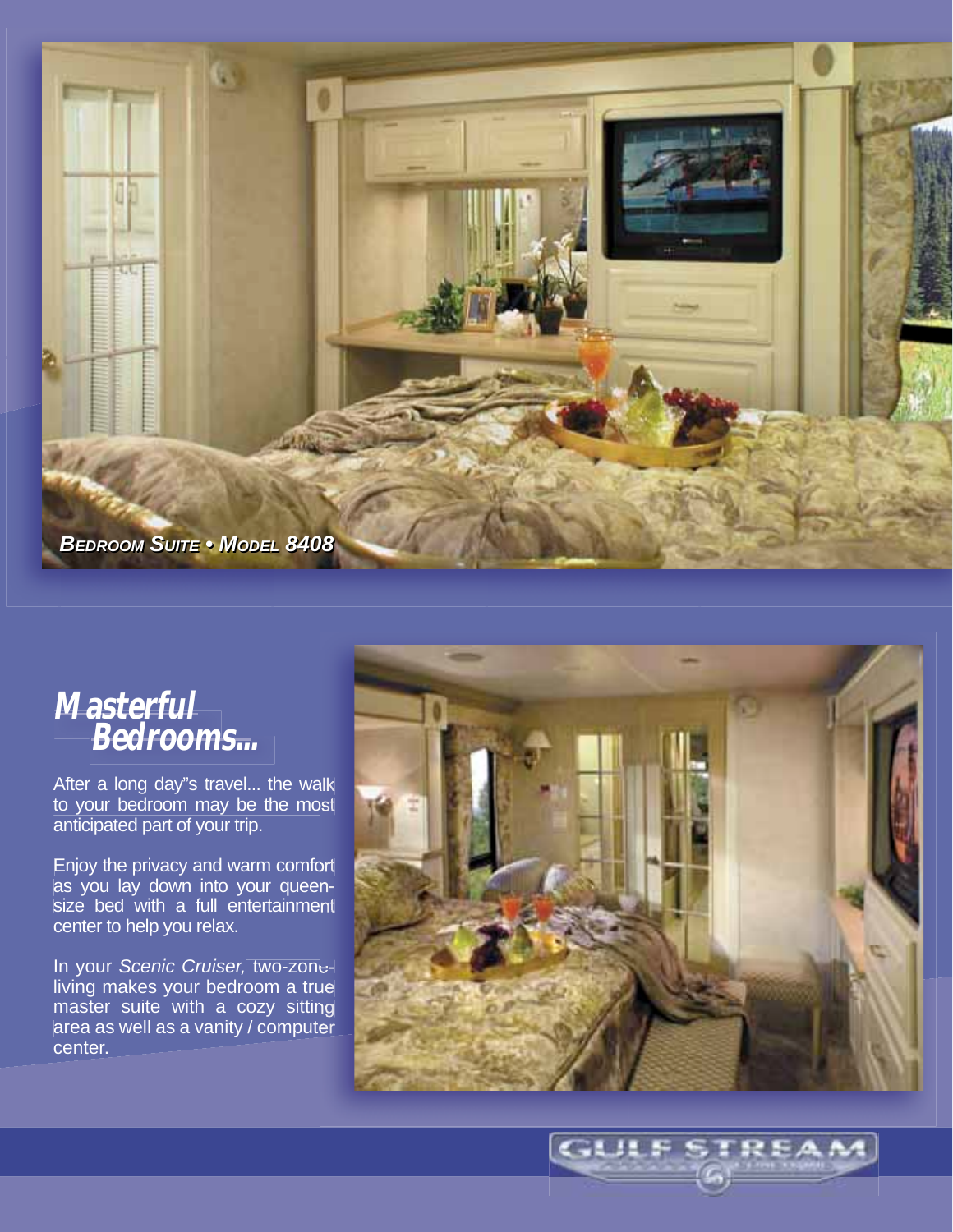*Bedroom Suite • Model 8408*

## Masterful Bedrooms...

After a long day"s travel... the walk to your bedroom may be the most anticipated part of your trip.

Enjoy the privacy and warm comfort as you lay down into your queen-size bed with a full entertainment center to help you relax.

In your *Scenic Cruiser,* two-zone-living makes your bedroom a true master suite with a cozy sitting area as well as a vanity / computer center.

GULF STREAM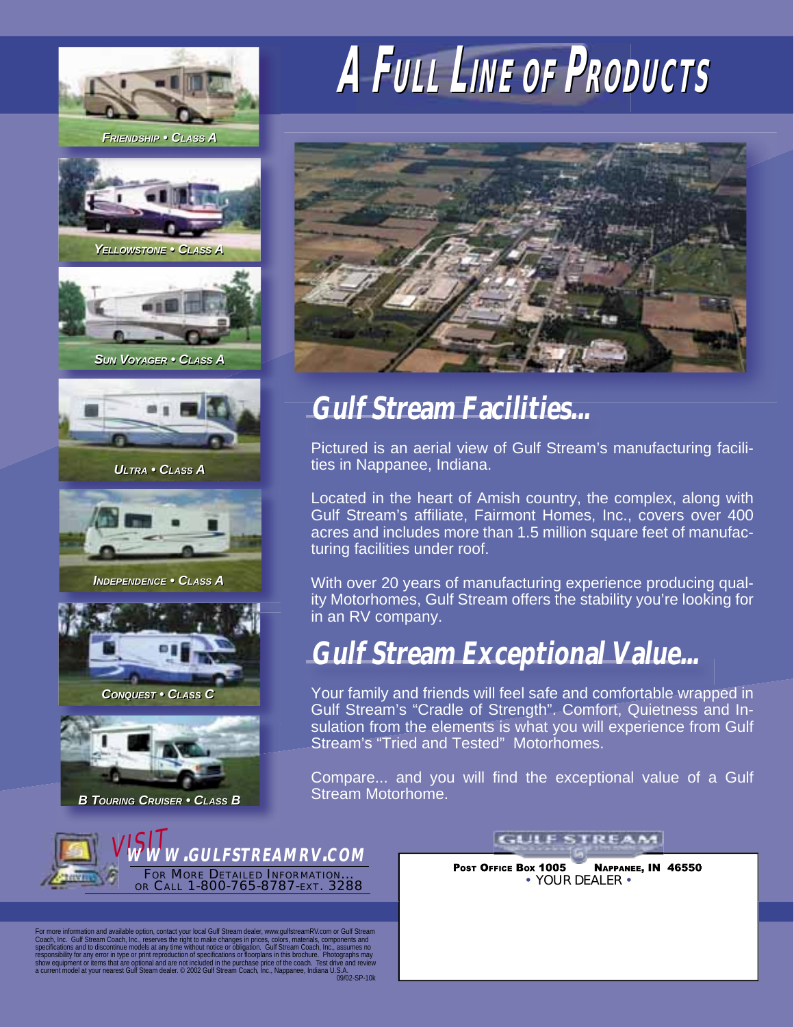# A FULL LINE OF PRODUCTS

FRIENDSHIP • CLASS A

YELLOWSTONE • CLASS A

SUN VOYAGER • CLASS A

ULTRA • CLASS A

INDEPENDENCE • CLASS A

CONQUEST • CLASS C

B TOURING CRUISER • CLASS B

## Gulf Stream Facilities...

Pictured is an aerial view of Gulf Stream's manufacturing facilities in Nappanee, Indiana.

Located in the heart of Amish country, the complex, along with Gulf Stream's affiliate, Fairmont Homes, Inc., covers over 400 acres and includes more than 1.5 million square feet of manufacturing facilities under roof.

With over 20 years of manufacturing experience producing quality Motorhomes, Gulf Stream offers the stability you're looking for in an RV company.

## Gulf Stream Exceptional Value...

Your family and friends will feel safe and comfortable wrapped in Gulf Stream's "Cradle of Strength". Comfort, Quietness and Insulation from the elements is what you will experience from Gulf Stream's "Tried and Tested" Motorhomes.

Compare... and you will find the exceptional value of a Gulf Stream Motorhome.

VISIT WWW.GULFSTREAMRV.COM
FOR MORE DETAILED INFORMATION...
OR CALL 1-800-765-8787-EXT. 3288

GULF STREAM

POST OFFICE BOX 1005 NAPPANEE, IN 46550

• YOUR DEALER •

For more information and available option, contact your local Gulf Stream dealer, www.gulfstreamRV.com or Gulf Stream Coach, Inc. Gulf Stream Coach, Inc., reserves the right to make changes in prices, colors, materials, components and specifications and to discontinue models at any time without notice or obligation. Gulf Stream Coach, Inc., assumes no responsibility for any error in type or print reproduction of specifications or floorplans in this brochure. Photographs may show equipment or items that are optional and are not included in the purchase price of the coach. Test drive and review a current model at your nearest Gulf Steam dealer. © 2002 Gulf Stream Coach, Inc., Nappanee, Indiana U.S.A.
09/02-SP-10k